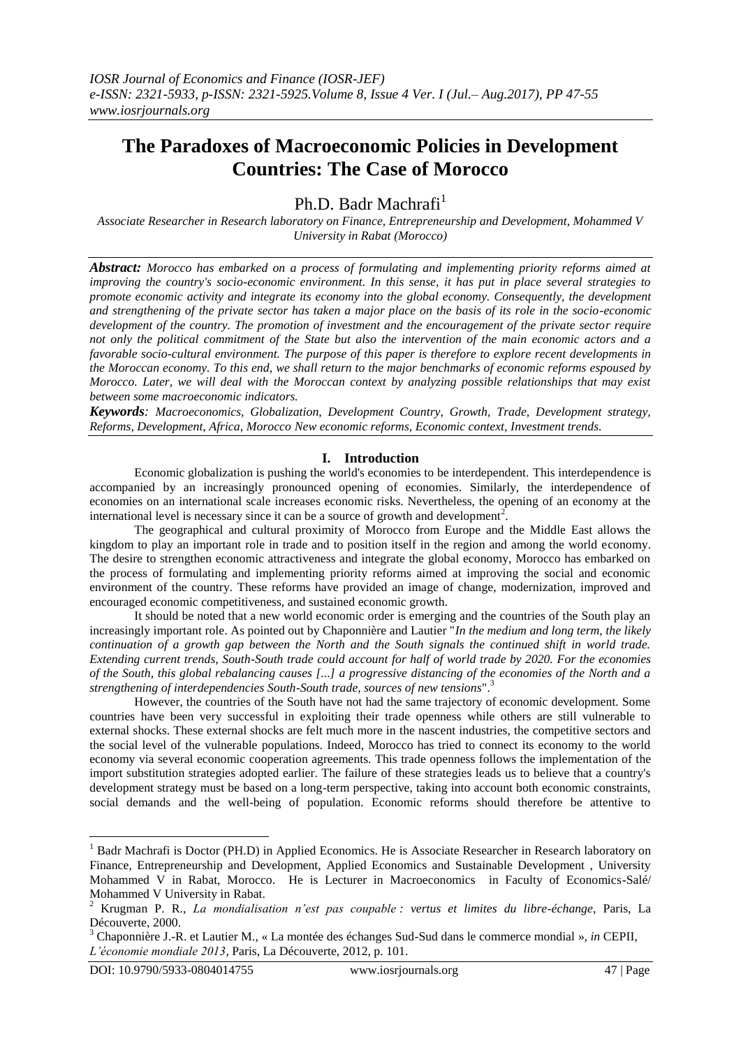# The Paradoxes of Macroeconomic Policies in Development Countries: The Case of Morocco

Ph.D. Badr Machrafi[1]

*Associate Researcher in Research laboratory on Finance, Entrepreneurship and Development, Mohammed V University in Rabat (Morocco)*

***Abstract:*** *Morocco has embarked on a process of formulating and implementing priority reforms aimed at improving the country's socio-economic environment. In this sense, it has put in place several strategies to promote economic activity and integrate its economy into the global economy. Consequently, the development and strengthening of the private sector has taken a major place on the basis of its role in the socio-economic development of the country. The promotion of investment and the encouragement of the private sector require not only the political commitment of the State but also the intervention of the main economic actors and a favorable socio-cultural environment. The purpose of this paper is therefore to explore recent developments in the Moroccan economy. To this end, we shall return to the major benchmarks of economic reforms espoused by Morocco. Later, we will deal with the Moroccan context by analyzing possible relationships that may exist between some macroeconomic indicators.*

***Keywords****: Macroeconomics, Globalization, Development Country, Growth, Trade, Development strategy, Reforms, Development, Africa, Morocco New economic reforms, Economic context, Investment trends.*

## I. Introduction

Economic globalization is pushing the world's economies to be interdependent. This interdependence is accompanied by an increasingly pronounced opening of economies. Similarly, the interdependence of economies on an international scale increases economic risks. Nevertheless, the opening of an economy at the international level is necessary since it can be a source of growth and development[2].

The geographical and cultural proximity of Morocco from Europe and the Middle East allows the kingdom to play an important role in trade and to position itself in the region and among the world economy. The desire to strengthen economic attractiveness and integrate the global economy, Morocco has embarked on the process of formulating and implementing priority reforms aimed at improving the social and economic environment of the country. These reforms have provided an image of change, modernization, improved and encouraged economic competitiveness, and sustained economic growth.

It should be noted that a new world economic order is emerging and the countries of the South play an increasingly important role. As pointed out by Chaponnière and Lautier "*In the medium and long term, the likely continuation of a growth gap between the North and the South signals the continued shift in world trade. Extending current trends, South-South trade could account for half of world trade by 2020. For the economies of the South, this global rebalancing causes [...] a progressive distancing of the economies of the North and a strengthening of interdependencies South-South trade, sources of new tensions*".[3]

However, the countries of the South have not had the same trajectory of economic development. Some countries have been very successful in exploiting their trade openness while others are still vulnerable to external shocks. These external shocks are felt much more in the nascent industries, the competitive sectors and the social level of the vulnerable populations. Indeed, Morocco has tried to connect its economy to the world economy via several economic cooperation agreements. This trade openness follows the implementation of the import substitution strategies adopted earlier. The failure of these strategies leads us to believe that a country's development strategy must be based on a long-term perspective, taking into account both economic constraints, social demands and the well-being of population. Economic reforms should therefore be attentive to

---

[1] Badr Machrafi is Doctor (PH.D) in Applied Economics. He is Associate Researcher in Research laboratory on Finance, Entrepreneurship and Development, Applied Economics and Sustainable Development , University Mohammed V in Rabat, Morocco. He is Lecturer in Macroeconomics in Faculty of Economics-Salé/ Mohammed V University in Rabat.

[2] Krugman P. R., *La mondialisation n'est pas coupable : vertus et limites du libre-échange*, Paris, La Découverte, 2000.

[3] Chaponnière J.-R. et Lautier M., « La montée des échanges Sud-Sud dans le commerce mondial », *in* CEPII, *L'économie mondiale 2013*, Paris, La Découverte, 2012, p. 101.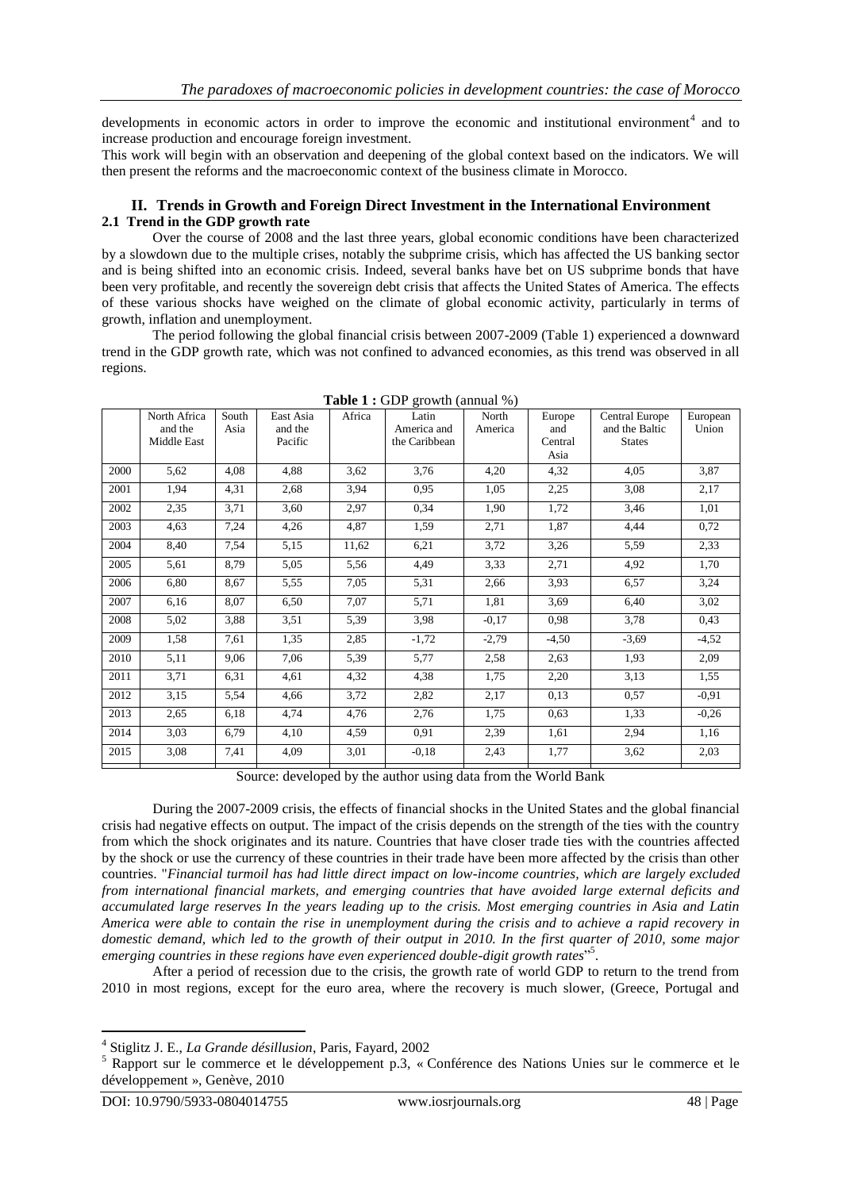developments in economic actors in order to improve the economic and institutional environment[4] and to increase production and encourage foreign investment.

This work will begin with an observation and deepening of the global context based on the indicators. We will then present the reforms and the macroeconomic context of the business climate in Morocco.

## II. Trends in Growth and Foreign Direct Investment in the International Environment

### 2.1 Trend in the GDP growth rate

Over the course of 2008 and the last three years, global economic conditions have been characterized by a slowdown due to the multiple crises, notably the subprime crisis, which has affected the US banking sector and is being shifted into an economic crisis. Indeed, several banks have bet on US subprime bonds that have been very profitable, and recently the sovereign debt crisis that affects the United States of America. The effects of these various shocks have weighed on the climate of global economic activity, particularly in terms of growth, inflation and unemployment.

The period following the global financial crisis between 2007-2009 (Table 1) experienced a downward trend in the GDP growth rate, which was not confined to advanced economies, as this trend was observed in all regions.

**Table 1 :** GDP growth (annual %)

| | North Africa and the Middle East | South Asia | East Asia and the Pacific | Africa | Latin America and the Caribbean | North America | Europe and Central Asia | Central Europe and the Baltic States | European Union |
|---|---|---|---|---|---|---|---|---|---|
| 2000 | 5,62 | 4,08 | 4,88 | 3,62 | 3,76 | 4,20 | 4,32 | 4,05 | 3,87 |
| 2001 | 1,94 | 4,31 | 2,68 | 3,94 | 0,95 | 1,05 | 2,25 | 3,08 | 2,17 |
| 2002 | 2,35 | 3,71 | 3,60 | 2,97 | 0,34 | 1,90 | 1,72 | 3,46 | 1,01 |
| 2003 | 4,63 | 7,24 | 4,26 | 4,87 | 1,59 | 2,71 | 1,87 | 4,44 | 0,72 |
| 2004 | 8,40 | 7,54 | 5,15 | 11,62 | 6,21 | 3,72 | 3,26 | 5,59 | 2,33 |
| 2005 | 5,61 | 8,79 | 5,05 | 5,56 | 4,49 | 3,33 | 2,71 | 4,92 | 1,70 |
| 2006 | 6,80 | 8,67 | 5,55 | 7,05 | 5,31 | 2,66 | 3,93 | 6,57 | 3,24 |
| 2007 | 6,16 | 8,07 | 6,50 | 7,07 | 5,71 | 1,81 | 3,69 | 6,40 | 3,02 |
| 2008 | 5,02 | 3,88 | 3,51 | 5,39 | 3,98 | -0,17 | 0,98 | 3,78 | 0,43 |
| 2009 | 1,58 | 7,61 | 1,35 | 2,85 | -1,72 | -2,79 | -4,50 | -3,69 | -4,52 |
| 2010 | 5,11 | 9,06 | 7,06 | 5,39 | 5,77 | 2,58 | 2,63 | 1,93 | 2,09 |
| 2011 | 3,71 | 6,31 | 4,61 | 4,32 | 4,38 | 1,75 | 2,20 | 3,13 | 1,55 |
| 2012 | 3,15 | 5,54 | 4,66 | 3,72 | 2,82 | 2,17 | 0,13 | 0,57 | -0,91 |
| 2013 | 2,65 | 6,18 | 4,74 | 4,76 | 2,76 | 1,75 | 0,63 | 1,33 | -0,26 |
| 2014 | 3,03 | 6,79 | 4,10 | 4,59 | 0,91 | 2,39 | 1,61 | 2,94 | 1,16 |
| 2015 | 3,08 | 7,41 | 4,09 | 3,01 | -0,18 | 2,43 | 1,77 | 3,62 | 2,03 |

Source: developed by the author using data from the World Bank

During the 2007-2009 crisis, the effects of financial shocks in the United States and the global financial crisis had negative effects on output. The impact of the crisis depends on the strength of the ties with the country from which the shock originates and its nature. Countries that have closer trade ties with the countries affected by the shock or use the currency of these countries in their trade have been more affected by the crisis than other countries. "*Financial turmoil has had little direct impact on low-income countries, which are largely excluded from international financial markets, and emerging countries that have avoided large external deficits and accumulated large reserves In the years leading up to the crisis. Most emerging countries in Asia and Latin America were able to contain the rise in unemployment during the crisis and to achieve a rapid recovery in domestic demand, which led to the growth of their output in 2010. In the first quarter of 2010, some major emerging countries in these regions have even experienced double-digit growth rates*"[5].

After a period of recession due to the crisis, the growth rate of world GDP to return to the trend from 2010 in most regions, except for the euro area, where the recovery is much slower, (Greece, Portugal and

---

[4] Stiglitz J. E., *La Grande désillusion*, Paris, Fayard, 2002

[5] Rapport sur le commerce et le développement p.3, « Conférence des Nations Unies sur le commerce et le développement », Genève, 2010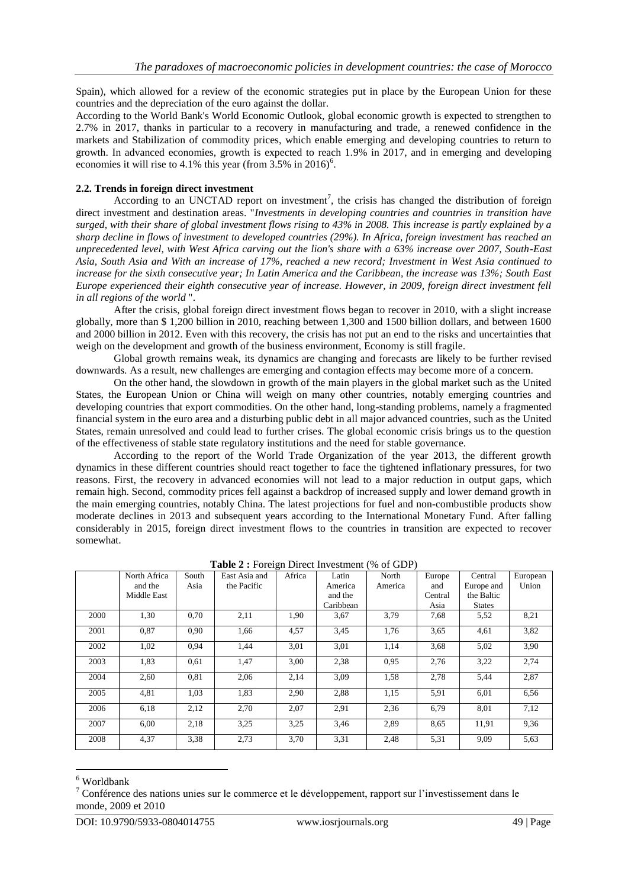Spain), which allowed for a review of the economic strategies put in place by the European Union for these countries and the depreciation of the euro against the dollar.

According to the World Bank's World Economic Outlook, global economic growth is expected to strengthen to 2.7% in 2017, thanks in particular to a recovery in manufacturing and trade, a renewed confidence in the markets and Stabilization of commodity prices, which enable emerging and developing countries to return to growth. In advanced economies, growth is expected to reach 1.9% in 2017, and in emerging and developing economies it will rise to 4.1% this year (from 3.5% in 2016)[6].

### 2.2. Trends in foreign direct investment

According to an UNCTAD report on investment[7], the crisis has changed the distribution of foreign direct investment and destination areas. "*Investments in developing countries and countries in transition have surged, with their share of global investment flows rising to 43% in 2008. This increase is partly explained by a sharp decline in flows of investment to developed countries (29%). In Africa, foreign investment has reached an unprecedented level, with West Africa carving out the lion's share with a 63% increase over 2007, South-East Asia, South Asia and With an increase of 17%, reached a new record; Investment in West Asia continued to increase for the sixth consecutive year; In Latin America and the Caribbean, the increase was 13%; South East Europe experienced their eighth consecutive year of increase. However, in 2009, foreign direct investment fell in all regions of the world* ".

After the crisis, global foreign direct investment flows began to recover in 2010, with a slight increase globally, more than $ 1,200 billion in 2010, reaching between 1,300 and 1500 billion dollars, and between 1600 and 2000 billion in 2012. Even with this recovery, the crisis has not put an end to the risks and uncertainties that weigh on the development and growth of the business environment, Economy is still fragile.

Global growth remains weak, its dynamics are changing and forecasts are likely to be further revised downwards. As a result, new challenges are emerging and contagion effects may become more of a concern.

On the other hand, the slowdown in growth of the main players in the global market such as the United States, the European Union or China will weigh on many other countries, notably emerging countries and developing countries that export commodities. On the other hand, long-standing problems, namely a fragmented financial system in the euro area and a disturbing public debt in all major advanced countries, such as the United States, remain unresolved and could lead to further crises. The global economic crisis brings us to the question of the effectiveness of stable state regulatory institutions and the need for stable governance.

According to the report of the World Trade Organization of the year 2013, the different growth dynamics in these different countries should react together to face the tightened inflationary pressures, for two reasons. First, the recovery in advanced economies will not lead to a major reduction in output gaps, which remain high. Second, commodity prices fell against a backdrop of increased supply and lower demand growth in the main emerging countries, notably China. The latest projections for fuel and non-combustible products show moderate declines in 2013 and subsequent years according to the International Monetary Fund. After falling considerably in 2015, foreign direct investment flows to the countries in transition are expected to recover somewhat.

**Table 2 :** Foreign Direct Investment (% of GDP)

| | North Africa and the Middle East | South Asia | East Asia and the Pacific | Africa | Latin America and the Caribbean | North America | Europe and Central Asia | Central Europe and the Baltic States | European Union |
|---|---|---|---|---|---|---|---|---|---|
| 2000 | 1,30 | 0,70 | 2,11 | 1,90 | 3,67 | 3,79 | 7,68 | 5,52 | 8,21 |
| 2001 | 0,87 | 0,90 | 1,66 | 4,57 | 3,45 | 1,76 | 3,65 | 4,61 | 3,82 |
| 2002 | 1,02 | 0,94 | 1,44 | 3,01 | 3,01 | 1,14 | 3,68 | 5,02 | 3,90 |
| 2003 | 1,83 | 0,61 | 1,47 | 3,00 | 2,38 | 0,95 | 2,76 | 3,22 | 2,74 |
| 2004 | 2,60 | 0,81 | 2,06 | 2,14 | 3,09 | 1,58 | 2,78 | 5,44 | 2,87 |
| 2005 | 4,81 | 1,03 | 1,83 | 2,90 | 2,88 | 1,15 | 5,91 | 6,01 | 6,56 |
| 2006 | 6,18 | 2,12 | 2,70 | 2,07 | 2,91 | 2,36 | 6,79 | 8,01 | 7,12 |
| 2007 | 6,00 | 2,18 | 3,25 | 3,25 | 3,46 | 2,89 | 8,65 | 11,91 | 9,36 |
| 2008 | 4,37 | 3,38 | 2,73 | 3,70 | 3,31 | 2,48 | 5,31 | 9,09 | 5,63 |

[6] Worldbank

[7] Conférence des nations unies sur le commerce et le développement, rapport sur l'investissement dans le monde, 2009 et 2010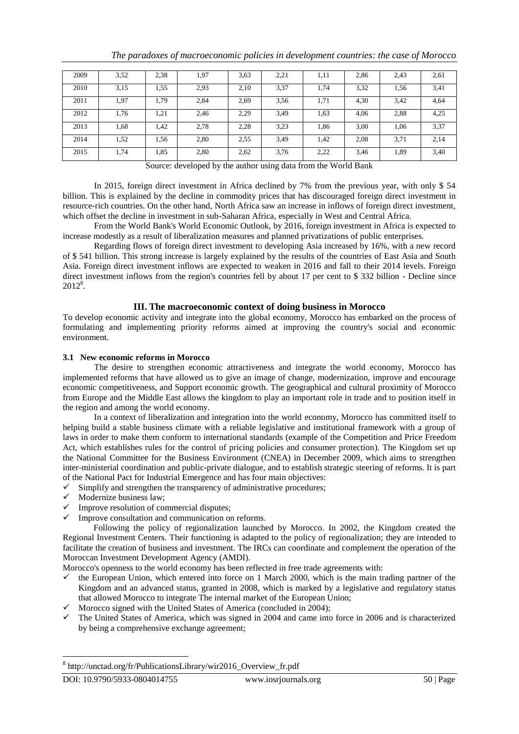| 2009 | 3,52 | 2,38 | 1,97 | 3,63 | 2,21 | 1,11 | 2,86 | 2,43 | 2,61 |
|---|---|---|---|---|---|---|---|---|---|
| 2010 | 3,15 | 1,55 | 2,93 | 2,10 | 3,37 | 1,74 | 3,32 | 1,56 | 3,41 |
| 2011 | 1,97 | 1,79 | 2,84 | 2,69 | 3,56 | 1,71 | 4,30 | 3,42 | 4,64 |
| 2012 | 1,76 | 1,21 | 2,46 | 2,29 | 3,49 | 1,63 | 4,06 | 2,88 | 4,25 |
| 2013 | 1,68 | 1,42 | 2,78 | 2,28 | 3,23 | 1,86 | 3,00 | 1,06 | 3,37 |
| 2014 | 1,52 | 1,56 | 2,80 | 2,55 | 3,49 | 1,42 | 2,08 | 3,71 | 2,14 |
| 2015 | 1,74 | 1,85 | 2,80 | 2,62 | 3,76 | 2,22 | 3,46 | 1,89 | 3,40 |

Source: developed by the author using data from the World Bank

In 2015, foreign direct investment in Africa declined by 7% from the previous year, with only $ 54 billion. This is explained by the decline in commodity prices that has discouraged foreign direct investment in resource-rich countries. On the other hand, North Africa saw an increase in inflows of foreign direct investment, which offset the decline in investment in sub-Saharan Africa, especially in West and Central Africa.

From the World Bank's World Economic Outlook, by 2016, foreign investment in Africa is expected to increase modestly as a result of liberalization measures and planned privatizations of public enterprises.

Regarding flows of foreign direct investment to developing Asia increased by 16%, with a new record of $ 541 billion. This strong increase is largely explained by the results of the countries of East Asia and South Asia. Foreign direct investment inflows are expected to weaken in 2016 and fall to their 2014 levels. Foreign direct investment inflows from the region's countries fell by about 17 per cent to $ 332 billion - Decline since 2012[8].

## III. The macroeconomic context of doing business in Morocco

To develop economic activity and integrate into the global economy, Morocco has embarked on the process of formulating and implementing priority reforms aimed at improving the country's social and economic environment.

### 3.1 New economic reforms in Morocco

The desire to strengthen economic attractiveness and integrate the world economy, Morocco has implemented reforms that have allowed us to give an image of change, modernization, improve and encourage economic competitiveness, and Support economic growth. The geographical and cultural proximity of Morocco from Europe and the Middle East allows the kingdom to play an important role in trade and to position itself in the region and among the world economy.

In a context of liberalization and integration into the world economy, Morocco has committed itself to helping build a stable business climate with a reliable legislative and institutional framework with a group of laws in order to make them conform to international standards (example of the Competition and Price Freedom Act, which establishes rules for the control of pricing policies and consumer protection). The Kingdom set up the National Committee for the Business Environment (CNEA) in December 2009, which aims to strengthen inter-ministerial coordination and public-private dialogue, and to establish strategic steering of reforms. It is part of the National Pact for Industrial Emergence and has four main objectives:

- ✓ Simplify and strengthen the transparency of administrative procedures;
- ✓ Modernize business law;
- ✓ Improve resolution of commercial disputes;
- ✓ Improve consultation and communication on reforms.

Following the policy of regionalization launched by Morocco. In 2002, the Kingdom created the Regional Investment Centers. Their functioning is adapted to the policy of regionalization; they are intended to facilitate the creation of business and investment. The IRCs can coordinate and complement the operation of the Moroccan Investment Development Agency (AMDI).

Morocco's openness to the world economy has been reflected in free trade agreements with:

- ✓ the European Union, which entered into force on 1 March 2000, which is the main trading partner of the Kingdom and an advanced status, granted in 2008, which is marked by a legislative and regulatory status that allowed Morocco to integrate The internal market of the European Union;
- ✓ Morocco signed with the United States of America (concluded in 2004);
- ✓ The United States of America, which was signed in 2004 and came into force in 2006 and is characterized by being a comprehensive exchange agreement;

[8] http://unctad.org/fr/PublicationsLibrary/wir2016_Overview_fr.pdf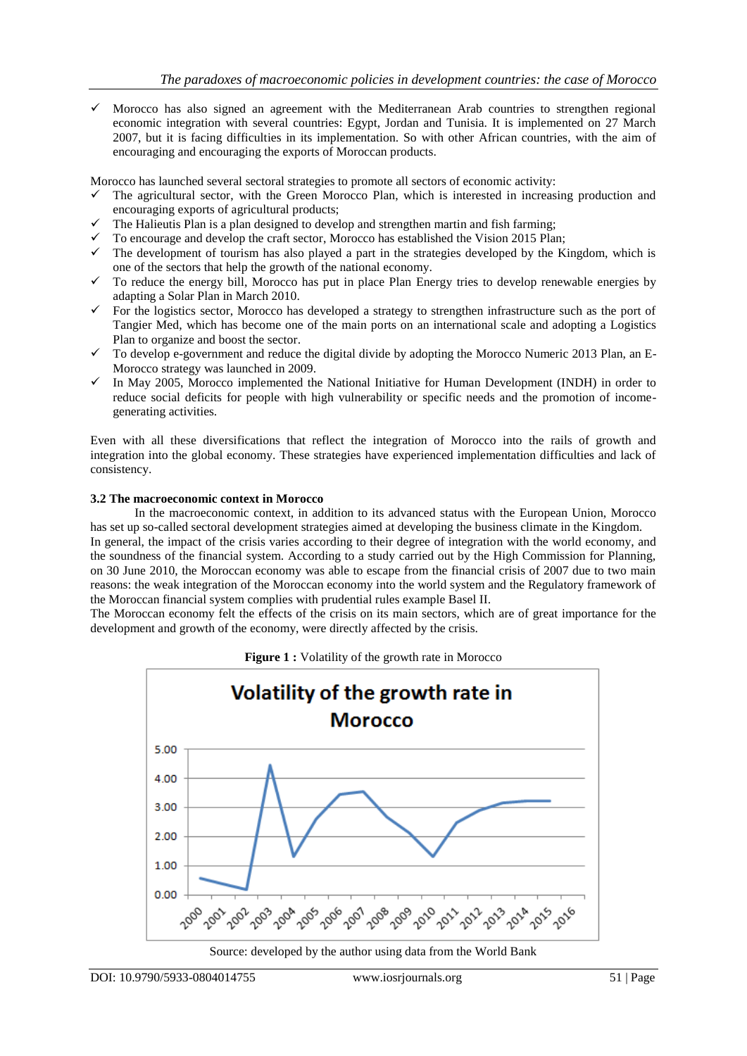- ✓ Morocco has also signed an agreement with the Mediterranean Arab countries to strengthen regional economic integration with several countries: Egypt, Jordan and Tunisia. It is implemented on 27 March 2007, but it is facing difficulties in its implementation. So with other African countries, with the aim of encouraging and encouraging the exports of Moroccan products.

Morocco has launched several sectoral strategies to promote all sectors of economic activity:

- ✓ The agricultural sector, with the Green Morocco Plan, which is interested in increasing production and encouraging exports of agricultural products;
- ✓ The Halieutis Plan is a plan designed to develop and strengthen martin and fish farming;
- ✓ To encourage and develop the craft sector, Morocco has established the Vision 2015 Plan;
- ✓ The development of tourism has also played a part in the strategies developed by the Kingdom, which is one of the sectors that help the growth of the national economy.
- ✓ To reduce the energy bill, Morocco has put in place Plan Energy tries to develop renewable energies by adapting a Solar Plan in March 2010.
- ✓ For the logistics sector, Morocco has developed a strategy to strengthen infrastructure such as the port of Tangier Med, which has become one of the main ports on an international scale and adopting a Logistics Plan to organize and boost the sector.
- ✓ To develop e-government and reduce the digital divide by adopting the Morocco Numeric 2013 Plan, an E-Morocco strategy was launched in 2009.
- ✓ In May 2005, Morocco implemented the National Initiative for Human Development (INDH) in order to reduce social deficits for people with high vulnerability or specific needs and the promotion of income-generating activities.

Even with all these diversifications that reflect the integration of Morocco into the rails of growth and integration into the global economy. These strategies have experienced implementation difficulties and lack of consistency.

**3.2 The macroeconomic context in Morocco**

In the macroeconomic context, in addition to its advanced status with the European Union, Morocco has set up so-called sectoral development strategies aimed at developing the business climate in the Kingdom.
In general, the impact of the crisis varies according to their degree of integration with the world economy, and the soundness of the financial system. According to a study carried out by the High Commission for Planning, on 30 June 2010, the Moroccan economy was able to escape from the financial crisis of 2007 due to two main reasons: the weak integration of the Moroccan economy into the world system and the Regulatory framework of the Moroccan financial system complies with prudential rules example Basel II.
The Moroccan economy felt the effects of the crisis on its main sectors, which are of great importance for the development and growth of the economy, were directly affected by the crisis.

**Figure 1 :** Volatility of the growth rate in Morocco

Source: developed by the author using data from the World Bank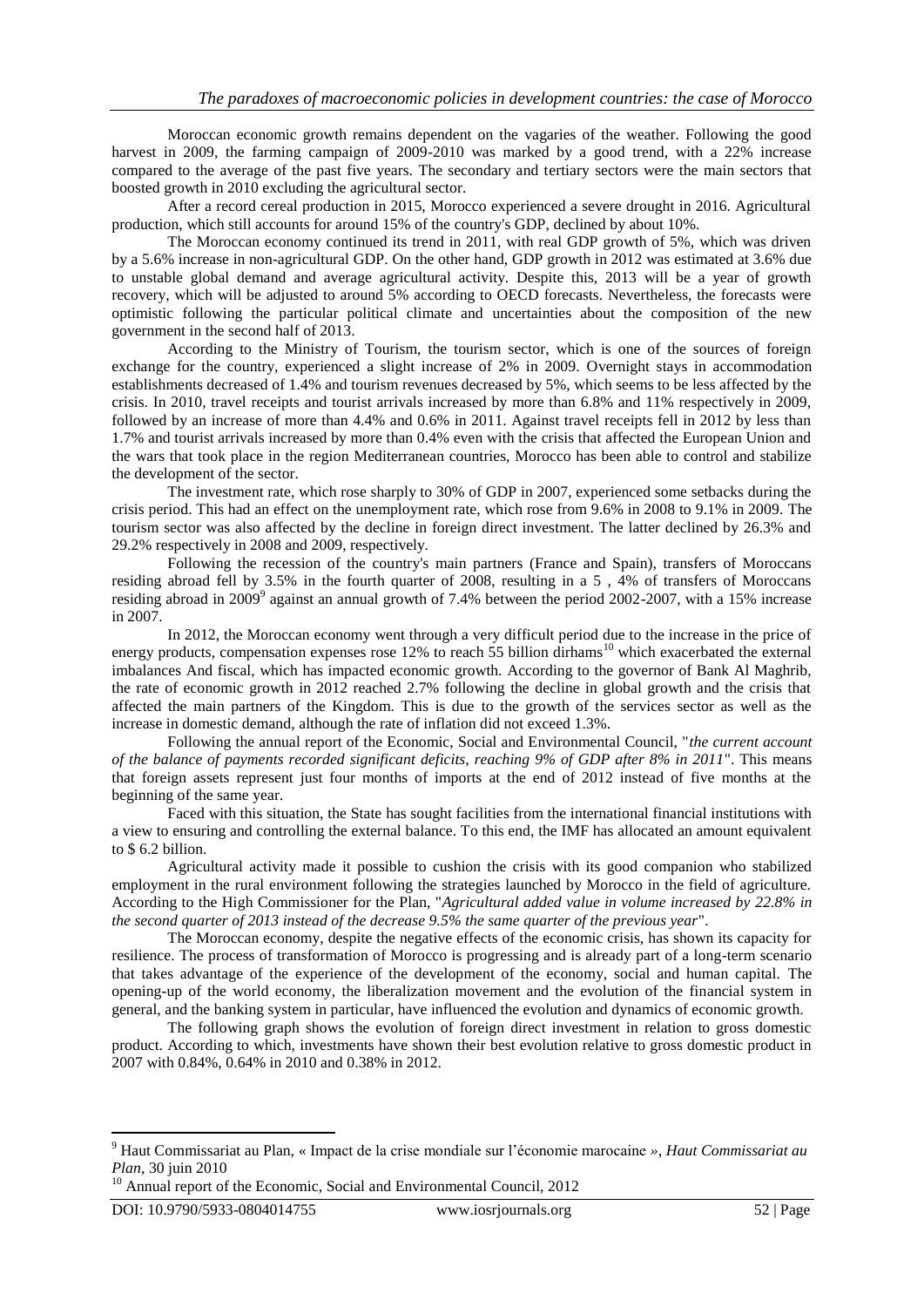Moroccan economic growth remains dependent on the vagaries of the weather. Following the good harvest in 2009, the farming campaign of 2009-2010 was marked by a good trend, with a 22% increase compared to the average of the past five years. The secondary and tertiary sectors were the main sectors that boosted growth in 2010 excluding the agricultural sector.

After a record cereal production in 2015, Morocco experienced a severe drought in 2016. Agricultural production, which still accounts for around 15% of the country's GDP, declined by about 10%.

The Moroccan economy continued its trend in 2011, with real GDP growth of 5%, which was driven by a 5.6% increase in non-agricultural GDP. On the other hand, GDP growth in 2012 was estimated at 3.6% due to unstable global demand and average agricultural activity. Despite this, 2013 will be a year of growth recovery, which will be adjusted to around 5% according to OECD forecasts. Nevertheless, the forecasts were optimistic following the particular political climate and uncertainties about the composition of the new government in the second half of 2013.

According to the Ministry of Tourism, the tourism sector, which is one of the sources of foreign exchange for the country, experienced a slight increase of 2% in 2009. Overnight stays in accommodation establishments decreased of 1.4% and tourism revenues decreased by 5%, which seems to be less affected by the crisis. In 2010, travel receipts and tourist arrivals increased by more than 6.8% and 11% respectively in 2009, followed by an increase of more than 4.4% and 0.6% in 2011. Against travel receipts fell in 2012 by less than 1.7% and tourist arrivals increased by more than 0.4% even with the crisis that affected the European Union and the wars that took place in the region Mediterranean countries, Morocco has been able to control and stabilize the development of the sector.

The investment rate, which rose sharply to 30% of GDP in 2007, experienced some setbacks during the crisis period. This had an effect on the unemployment rate, which rose from 9.6% in 2008 to 9.1% in 2009. The tourism sector was also affected by the decline in foreign direct investment. The latter declined by 26.3% and 29.2% respectively in 2008 and 2009, respectively.

Following the recession of the country's main partners (France and Spain), transfers of Moroccans residing abroad fell by 3.5% in the fourth quarter of 2008, resulting in a 5 , 4% of transfers of Moroccans residing abroad in 2009[9] against an annual growth of 7.4% between the period 2002-2007, with a 15% increase in 2007.

In 2012, the Moroccan economy went through a very difficult period due to the increase in the price of energy products, compensation expenses rose 12% to reach 55 billion dirhams[10] which exacerbated the external imbalances And fiscal, which has impacted economic growth. According to the governor of Bank Al Maghrib, the rate of economic growth in 2012 reached 2.7% following the decline in global growth and the crisis that affected the main partners of the Kingdom. This is due to the growth of the services sector as well as the increase in domestic demand, although the rate of inflation did not exceed 1.3%.

Following the annual report of the Economic, Social and Environmental Council, "*the current account of the balance of payments recorded significant deficits, reaching 9% of GDP after 8% in 2011*". This means that foreign assets represent just four months of imports at the end of 2012 instead of five months at the beginning of the same year.

Faced with this situation, the State has sought facilities from the international financial institutions with a view to ensuring and controlling the external balance. To this end, the IMF has allocated an amount equivalent to $ 6.2 billion.

Agricultural activity made it possible to cushion the crisis with its good companion who stabilized employment in the rural environment following the strategies launched by Morocco in the field of agriculture. According to the High Commissioner for the Plan, "*Agricultural added value in volume increased by 22.8% in the second quarter of 2013 instead of the decrease 9.5% the same quarter of the previous year*".

The Moroccan economy, despite the negative effects of the economic crisis, has shown its capacity for resilience. The process of transformation of Morocco is progressing and is already part of a long-term scenario that takes advantage of the experience of the development of the economy, social and human capital. The opening-up of the world economy, the liberalization movement and the evolution of the financial system in general, and the banking system in particular, have influenced the evolution and dynamics of economic growth.

The following graph shows the evolution of foreign direct investment in relation to gross domestic product. According to which, investments have shown their best evolution relative to gross domestic product in 2007 with 0.84%, 0.64% in 2010 and 0.38% in 2012.

---

[9] Haut Commissariat au Plan, « Impact de la crise mondiale sur l'économie marocaine », *Haut Commissariat au Plan*, 30 juin 2010

[10] Annual report of the Economic, Social and Environmental Council, 2012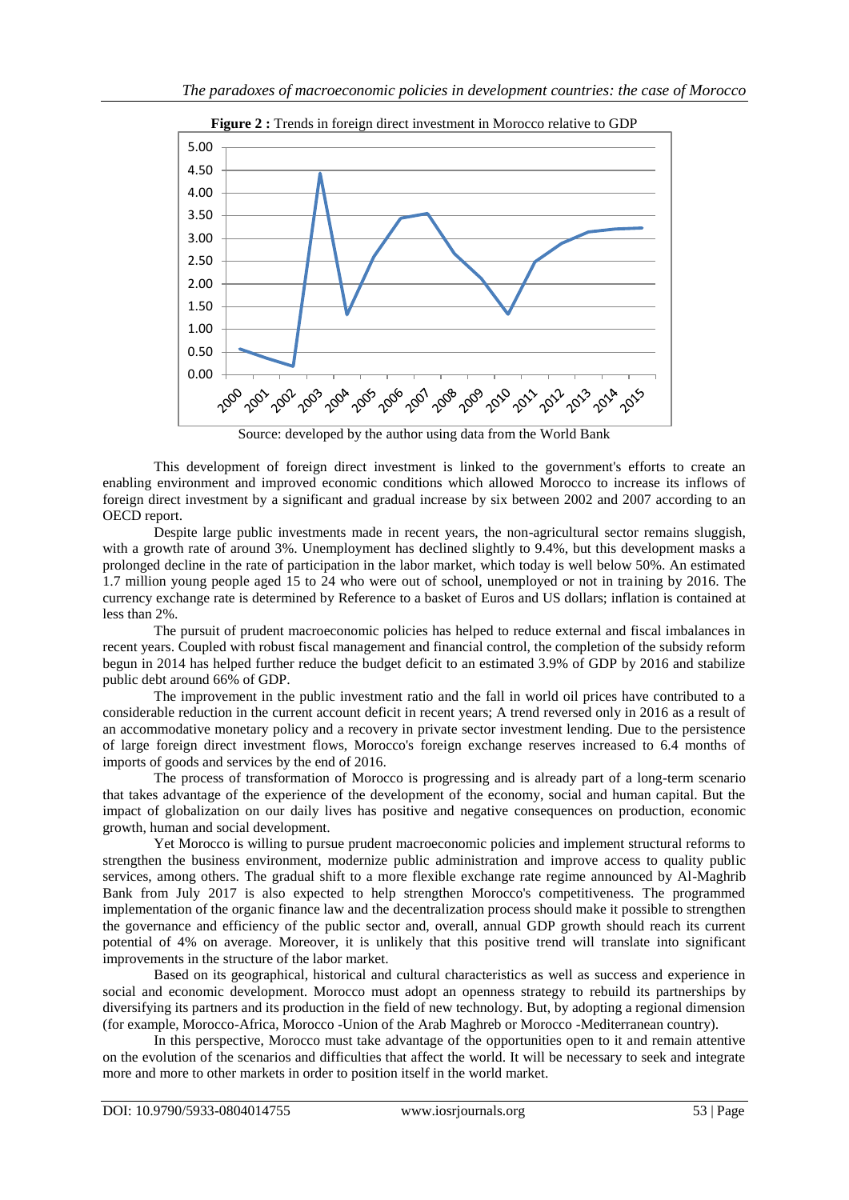**Figure 2 :** Trends in foreign direct investment in Morocco relative to GDP

Source: developed by the author using data from the World Bank

This development of foreign direct investment is linked to the government's efforts to create an enabling environment and improved economic conditions which allowed Morocco to increase its inflows of foreign direct investment by a significant and gradual increase by six between 2002 and 2007 according to an OECD report.

Despite large public investments made in recent years, the non-agricultural sector remains sluggish, with a growth rate of around 3%. Unemployment has declined slightly to 9.4%, but this development masks a prolonged decline in the rate of participation in the labor market, which today is well below 50%. An estimated 1.7 million young people aged 15 to 24 who were out of school, unemployed or not in training by 2016. The currency exchange rate is determined by Reference to a basket of Euros and US dollars; inflation is contained at less than 2%.

The pursuit of prudent macroeconomic policies has helped to reduce external and fiscal imbalances in recent years. Coupled with robust fiscal management and financial control, the completion of the subsidy reform begun in 2014 has helped further reduce the budget deficit to an estimated 3.9% of GDP by 2016 and stabilize public debt around 66% of GDP.

The improvement in the public investment ratio and the fall in world oil prices have contributed to a considerable reduction in the current account deficit in recent years; A trend reversed only in 2016 as a result of an accommodative monetary policy and a recovery in private sector investment lending. Due to the persistence of large foreign direct investment flows, Morocco's foreign exchange reserves increased to 6.4 months of imports of goods and services by the end of 2016.

The process of transformation of Morocco is progressing and is already part of a long-term scenario that takes advantage of the experience of the development of the economy, social and human capital. But the impact of globalization on our daily lives has positive and negative consequences on production, economic growth, human and social development.

Yet Morocco is willing to pursue prudent macroeconomic policies and implement structural reforms to strengthen the business environment, modernize public administration and improve access to quality public services, among others. The gradual shift to a more flexible exchange rate regime announced by Al-Maghrib Bank from July 2017 is also expected to help strengthen Morocco's competitiveness. The programmed implementation of the organic finance law and the decentralization process should make it possible to strengthen the governance and efficiency of the public sector and, overall, annual GDP growth should reach its current potential of 4% on average. Moreover, it is unlikely that this positive trend will translate into significant improvements in the structure of the labor market.

Based on its geographical, historical and cultural characteristics as well as success and experience in social and economic development. Morocco must adopt an openness strategy to rebuild its partnerships by diversifying its partners and its production in the field of new technology. But, by adopting a regional dimension (for example, Morocco-Africa, Morocco -Union of the Arab Maghreb or Morocco -Mediterranean country).

In this perspective, Morocco must take advantage of the opportunities open to it and remain attentive on the evolution of the scenarios and difficulties that affect the world. It will be necessary to seek and integrate more and more to other markets in order to position itself in the world market.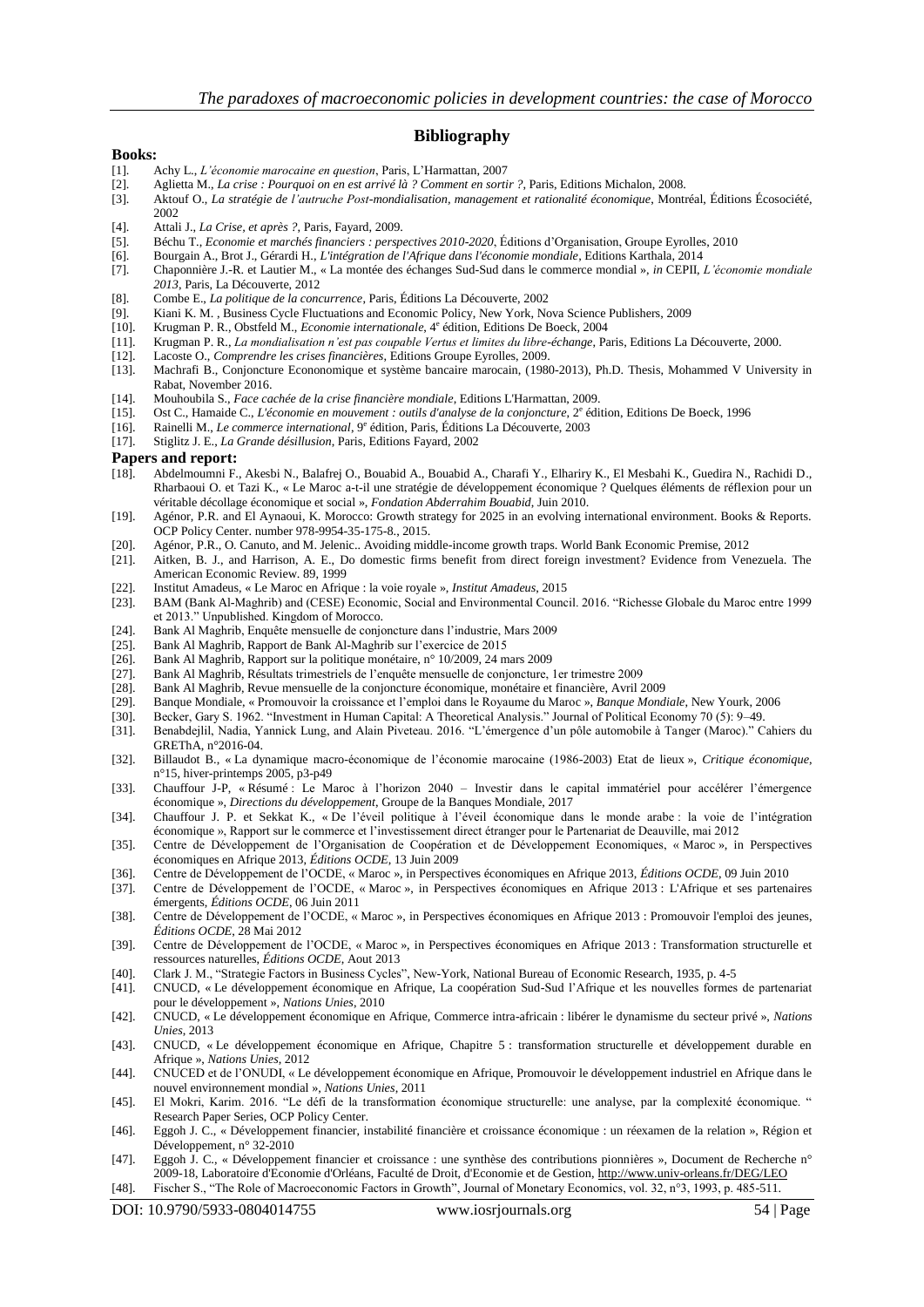## Bibliography

### Books:

[1]. Achy L., *L'économie marocaine en question*, Paris, L'Harmattan, 2007
[2]. Aglietta M., *La crise : Pourquoi on en est arrivé là ? Comment en sortir ?*, Paris, Editions Michalon, 2008.
[3]. Aktouf O., *La stratégie de l'autruche Post-mondialisation, management et rationalité économique*, Montréal, Éditions Écosociété, 2002
[4]. Attali J., *La Crise, et après ?*, Paris, Fayard, 2009.
[5]. Béchu T., *Economie et marchés financiers : perspectives 2010-2020*, Éditions d'Organisation, Groupe Eyrolles, 2010
[6]. Bourgain A., Brot J., Gérardi H., *L'intégration de l'Afrique dans l'économie mondiale*, Editions Karthala, 2014
[7]. Chaponnière J.-R. et Lautier M., « La montée des échanges Sud-Sud dans le commerce mondial », *in* CEPII, *L'économie mondiale 2013*, Paris, La Découverte, 2012
[8]. Combe E., *La politique de la concurrence*, Paris, Éditions La Découverte, 2002
[9]. Kiani K. M. , Business Cycle Fluctuations and Economic Policy, New York, Nova Science Publishers, 2009
[10]. Krugman P. R., Obstfeld M., *Economie internationale*, 4e édition, Editions De Boeck, 2004
[11]. Krugman P. R., *La mondialisation n'est pas coupable Vertus et limites du libre-échange*, Paris, Editions La Découverte, 2000.
[12]. Lacoste O., *Comprendre les crises financières*, Editions Groupe Eyrolles, 2009.
[13]. Machrafi B., Conjoncture Econonomique et système bancaire marocain, (1980-2013), Ph.D. Thesis, Mohammed V University in Rabat, November 2016.
[14]. Mouhoubila S., *Face cachée de la crise financière mondiale*, Editions L'Harmattan, 2009.
[15]. Ost C., Hamaide C., *L'économie en mouvement : outils d'analyse de la conjoncture*, 2e édition, Editions De Boeck, 1996
[16]. Rainelli M., *Le commerce international*, 9e édition, Paris, Éditions La Découverte, 2003
[17]. Stiglitz J. E., *La Grande désillusion*, Paris, Editions Fayard, 2002

### Papers and report:

[18]. Abdelmoumni F., Akesbi N., Balafrej O., Bouabid A., Bouabid A., Charafi Y., Elhariry K., El Mesbahi K., Guedira N., Rachidi D., Rharbaoui O. et Tazi K., « Le Maroc a-t-il une stratégie de développement économique ? Quelques éléments de réflexion pour un véritable décollage économique et social », *Fondation Abderrahim Bouabid*, Juin 2010.
[19]. Agénor, P.R. and El Aynaoui, K. Morocco: Growth strategy for 2025 in an evolving international environment. Books & Reports. OCP Policy Center. number 978-9954-35-175-8., 2015.
[20]. Agénor, P.R., O. Canuto, and M. Jelenic.. Avoiding middle-income growth traps. World Bank Economic Premise, 2012
[21]. Aitken, B. J., and Harrison, A. E., Do domestic firms benefit from direct foreign investment? Evidence from Venezuela. The American Economic Review. 89, 1999
[22]. Institut Amadeus, « Le Maroc en Afrique : la voie royale », *Institut Amadeus*, 2015
[23]. BAM (Bank Al-Maghrib) and (CESE) Economic, Social and Environmental Council. 2016. "Richesse Globale du Maroc entre 1999 et 2013." Unpublished. Kingdom of Morocco.
[24]. Bank Al Maghrib, Enquête mensuelle de conjoncture dans l'industrie, Mars 2009
[25]. Bank Al Maghrib, Rapport de Bank Al-Maghrib sur l'exercice de 2015
[26]. Bank Al Maghrib, Rapport sur la politique monétaire, n° 10/2009, 24 mars 2009
[27]. Bank Al Maghrib, Résultats trimestriels de l'enquête mensuelle de conjoncture, 1er trimestre 2009
[28]. Bank Al Maghrib, Revue mensuelle de la conjoncture économique, monétaire et financière, Avril 2009
[29]. Banque Mondiale, « Promouvoir la croissance et l'emploi dans le Royaume du Maroc », *Banque Mondiale*, New Yourk, 2006
[30]. Becker, Gary S. 1962. "Investment in Human Capital: A Theoretical Analysis." Journal of Political Economy 70 (5): 9–49.
[31]. Benabdejlil, Nadia, Yannick Lung, and Alain Piveteau. 2016. "L'émergence d'un pôle automobile à Tanger (Maroc)." Cahiers du GREThA, n°2016-04.
[32]. Billaudot B., « La dynamique macro-économique de l'économie marocaine (1986-2003) Etat de lieux », *Critique économique*, n°15, hiver-printemps 2005, p3-p49
[33]. Chauffour J-P, « Résumé : Le Maroc à l'horizon 2040 – Investir dans le capital immatériel pour accélérer l'émergence économique », *Directions du développement*, Groupe de la Banques Mondiale, 2017
[34]. Chauffour J. P. et Sekkat K., « De l'éveil politique à l'éveil économique dans le monde arabe : la voie de l'intégration économique », Rapport sur le commerce et l'investissement direct étranger pour le Partenariat de Deauville, mai 2012
[35]. Centre de Développement de l'Organisation de Coopération et de Développement Economiques, « Maroc », in Perspectives économiques en Afrique 2013, *Éditions OCDE*, 13 Juin 2009
[36]. Centre de Développement de l'OCDE, « Maroc », in Perspectives économiques en Afrique 2013, *Éditions OCDE*, 09 Juin 2010
[37]. Centre de Développement de l'OCDE, « Maroc », in Perspectives économiques en Afrique 2013 : L'Afrique et ses partenaires émergents, *Éditions OCDE*, 06 Juin 2011
[38]. Centre de Développement de l'OCDE, « Maroc », in Perspectives économiques en Afrique 2013 : Promouvoir l'emploi des jeunes, *Éditions OCDE*, 28 Mai 2012
[39]. Centre de Développement de l'OCDE, « Maroc », in Perspectives économiques en Afrique 2013 : Transformation structurelle et ressources naturelles, *Éditions OCDE*, Aout 2013
[40]. Clark J. M., "Strategie Factors in Business Cycles", New-York, National Bureau of Economic Research, 1935, p. 4-5
[41]. CNUCD, « Le développement économique en Afrique, La coopération Sud-Sud l'Afrique et les nouvelles formes de partenariat pour le développement », *Nations Unies*, 2010
[42]. CNUCD, « Le développement économique en Afrique, Commerce intra-africain : libérer le dynamisme du secteur privé », *Nations Unies*, 2013
[43]. CNUCD, « Le développement économique en Afrique, Chapitre 5 : transformation structurelle et développement durable en Afrique », *Nations Unies*, 2012
[44]. CNUCED et de l'ONUDI, « Le développement économique en Afrique, Promouvoir le développement industriel en Afrique dans le nouvel environnement mondial », *Nations Unies*, 2011
[45]. El Mokri, Karim. 2016. "Le défi de la transformation économique structurelle: une analyse, par la complexité économique. " Research Paper Series, OCP Policy Center.
[46]. Eggoh J. C., « Développement financier, instabilité financière et croissance économique : un réexamen de la relation », Région et Développement, n° 32-2010
[47]. Eggoh J. C., « Développement financier et croissance : une synthèse des contributions pionnières », Document de Recherche n° 2009-18, Laboratoire d'Economie d'Orléans, Faculté de Droit, d'Economie et de Gestion, http://www.univ-orleans.fr/DEG/LEO
[48]. Fischer S., "The Role of Macroeconomic Factors in Growth", Journal of Monetary Economics, vol. 32, n°3, 1993, p. 485-511.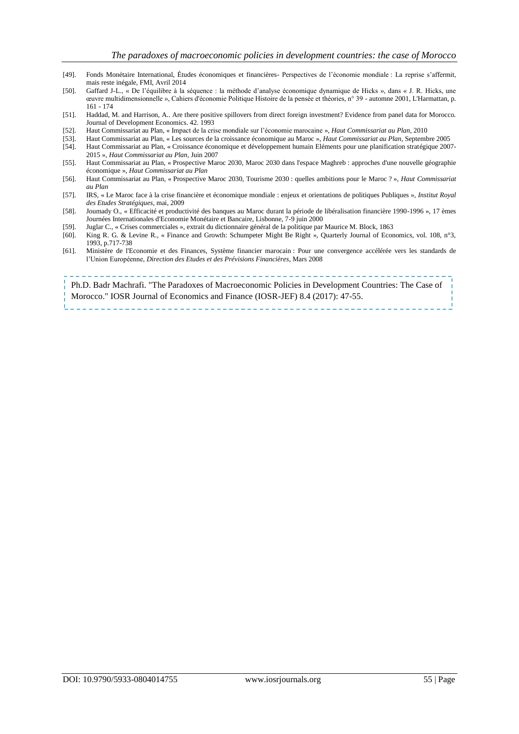[49]. Fonds Monétaire International, Études économiques et financières- Perspectives de l'économie mondiale : La reprise s'affermit, mais reste inégale, FMI, Avril 2014

[50]. Gaffard J-L., « De l'équilibre à la séquence : la méthode d'analyse économique dynamique de Hicks », dans « J. R. Hicks, une œuvre multidimensionnelle », Cahiers d'économie Politique Histoire de la pensée et théories, n° 39 - automne 2001, L'Harmattan, p. 161 - 174

[51]. Haddad, M. and Harrison, A.. Are there positive spillovers from direct foreign investment? Evidence from panel data for Morocco. Journal of Development Economics. 42. 1993

[52]. Haut Commissariat au Plan, « Impact de la crise mondiale sur l'économie marocaine », *Haut Commissariat au Plan*, 2010

[53]. Haut Commissariat au Plan, « Les sources de la croissance économique au Maroc », *Haut Commissariat au Plan*, Septembre 2005

[54]. Haut Commissariat au Plan, « Croissance économique et développement humain Eléments pour une planification stratégique 2007-2015 », *Haut Commissariat au Plan*, Juin 2007

[55]. Haut Commissariat au Plan, « Prospective Maroc 2030, Maroc 2030 dans l'espace Maghreb : approches d'une nouvelle géographie économique », *Haut Commissariat au Plan*

[56]. Haut Commissariat au Plan, « Prospective Maroc 2030, Tourisme 2030 : quelles ambitions pour le Maroc ? », *Haut Commissariat au Plan*

[57]. IRS, « Le Maroc face à la crise financière et économique mondiale : enjeux et orientations de politiques Publiques », *Institut Royal des Etudes Stratégiques*, mai, 2009

[58]. Joumady O., « Efficacité et productivité des banques au Maroc durant la période de libéralisation financière 1990-1996 », 17 èmes Journées Internationales d'Economie Monétaire et Bancaire, Lisbonne, 7-9 juin 2000

[59]. Juglar C., « Crises commerciales », extrait du dictionnaire général de la politique par Maurice M. Block, 1863

[60]. King R. G. & Levine R., « Finance and Growth: Schumpeter Might Be Right », Quarterly Journal of Economics, vol. 108, n°3, 1993, p.717-738

[61]. Ministère de l'Economie et des Finances, Système financier marocain : Pour une convergence accélérée vers les standards de l'Union Européenne, *Direction des Etudes et des Prévisions Financières*, Mars 2008

Ph.D. Badr Machrafi. "The Paradoxes of Macroeconomic Policies in Development Countries: The Case of Morocco." IOSR Journal of Economics and Finance (IOSR-JEF) 8.4 (2017): 47-55.